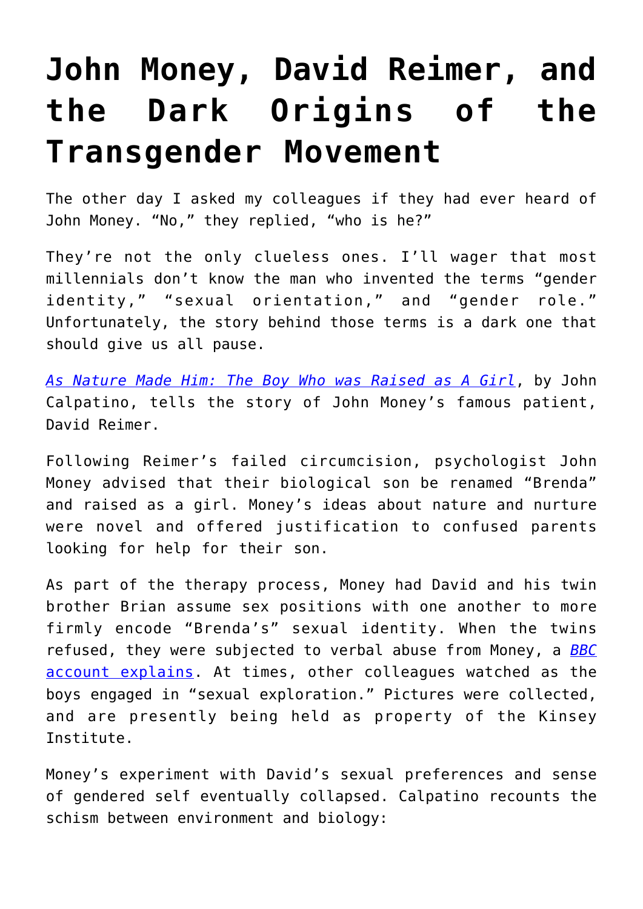# John Money, David Reimer, and the Dark Origins of the Transgender Movement

The other day I asked my colleagues if they had ever heard of John Money. "No," they replied, "who is he?"

They're not the only clueless ones. I'll wager that most millennials don't know the man who invented the terms "gender identity," "sexual orientation," and "gender role." Unfortunately, the story behind those terms is a dark one that should give us all pause.

[*As Nature Made Him: The Boy Who was Raised as A Girl*](), by John Calpatino, tells the story of John Money's famous patient, David Reimer.

Following Reimer's failed circumcision, psychologist John Money advised that their biological son be renamed "Brenda" and raised as a girl. Money's ideas about nature and nurture were novel and offered justification to confused parents looking for help for their son.

As part of the therapy process, Money had David and his twin brother Brian assume sex positions with one another to more firmly encode "Brenda's" sexual identity. When the twins refused, they were subjected to verbal abuse from Money, a [BBC account explains](). At times, other colleagues watched as the boys engaged in "sexual exploration." Pictures were collected, and are presently being held as property of the Kinsey Institute.

Money's experiment with David's sexual preferences and sense of gendered self eventually collapsed. Calpatino recounts the schism between environment and biology: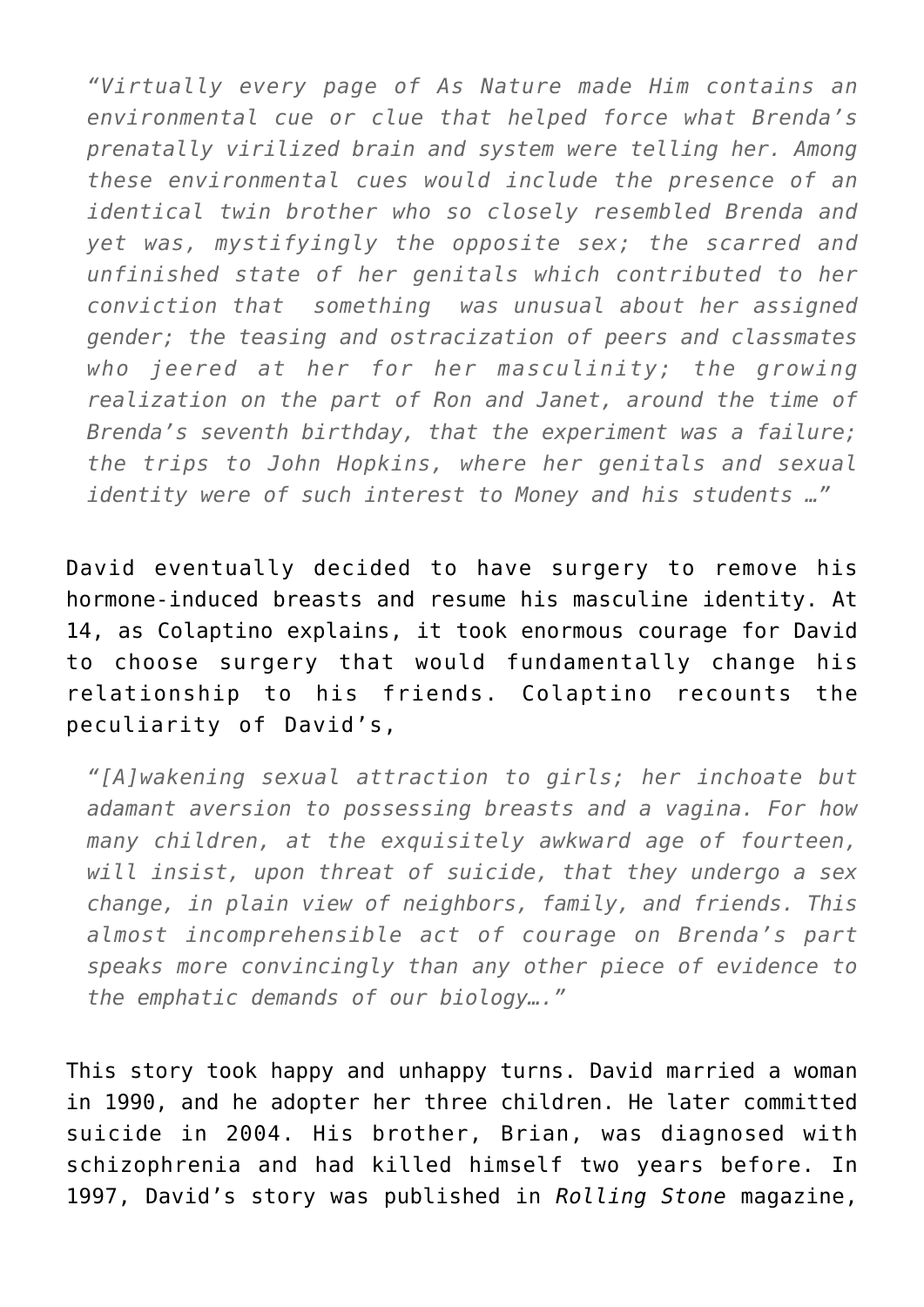> *"Virtually every page of As Nature made Him contains an environmental cue or clue that helped force what Brenda's prenatally virilized brain and system were telling her. Among these environmental cues would include the presence of an identical twin brother who so closely resembled Brenda and yet was, mystifyingly the opposite sex; the scarred and unfinished state of her genitals which contributed to her conviction that something was unusual about her assigned gender; the teasing and ostracization of peers and classmates who jeered at her for her masculinity; the growing realization on the part of Ron and Janet, around the time of Brenda's seventh birthday, that the experiment was a failure; the trips to John Hopkins, where her genitals and sexual identity were of such interest to Money and his students …"*

David eventually decided to have surgery to remove his hormone-induced breasts and resume his masculine identity. At 14, as Colaptino explains, it took enormous courage for David to choose surgery that would fundamentally change his relationship to his friends. Colaptino recounts the peculiarity of David's,

> *"[A]wakening sexual attraction to girls; her inchoate but adamant aversion to possessing breasts and a vagina. For how many children, at the exquisitely awkward age of fourteen, will insist, upon threat of suicide, that they undergo a sex change, in plain view of neighbors, family, and friends. This almost incomprehensible act of courage on Brenda's part speaks more convincingly than any other piece of evidence to the emphatic demands of our biology…."*

This story took happy and unhappy turns. David married a woman in 1990, and he adopter her three children. He later committed suicide in 2004. His brother, Brian, was diagnosed with schizophrenia and had killed himself two years before. In 1997, David's story was published in *Rolling Stone* magazine,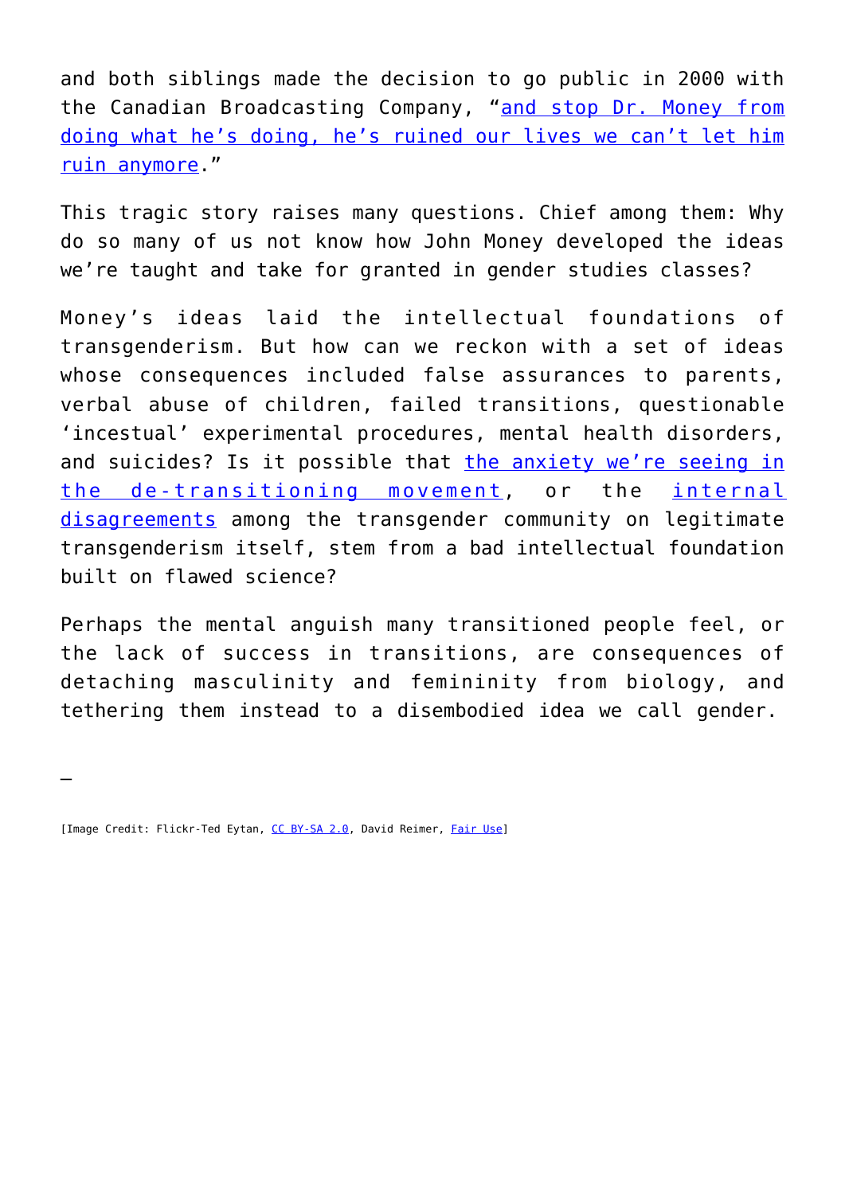and both siblings made the decision to go public in 2000 with the Canadian Broadcasting Company, "and stop Dr. Money from doing what he's doing, he's ruined our lives we can't let him ruin anymore."

This tragic story raises many questions. Chief among them: Why do so many of us not know how John Money developed the ideas we're taught and take for granted in gender studies classes?

Money's ideas laid the intellectual foundations of transgenderism. But how can we reckon with a set of ideas whose consequences included false assurances to parents, verbal abuse of children, failed transitions, questionable 'incestual' experimental procedures, mental health disorders, and suicides? Is it possible that the anxiety we're seeing in the de-transitioning movement, or the internal disagreements among the transgender community on legitimate transgenderism itself, stem from a bad intellectual foundation built on flawed science?

Perhaps the mental anguish many transitioned people feel, or the lack of success in transitions, are consequences of detaching masculinity and femininity from biology, and tethering them instead to a disembodied idea we call gender.

—

[Image Credit: Flickr-Ted Eytan, CC BY-SA 2.0, David Reimer, Fair Use]